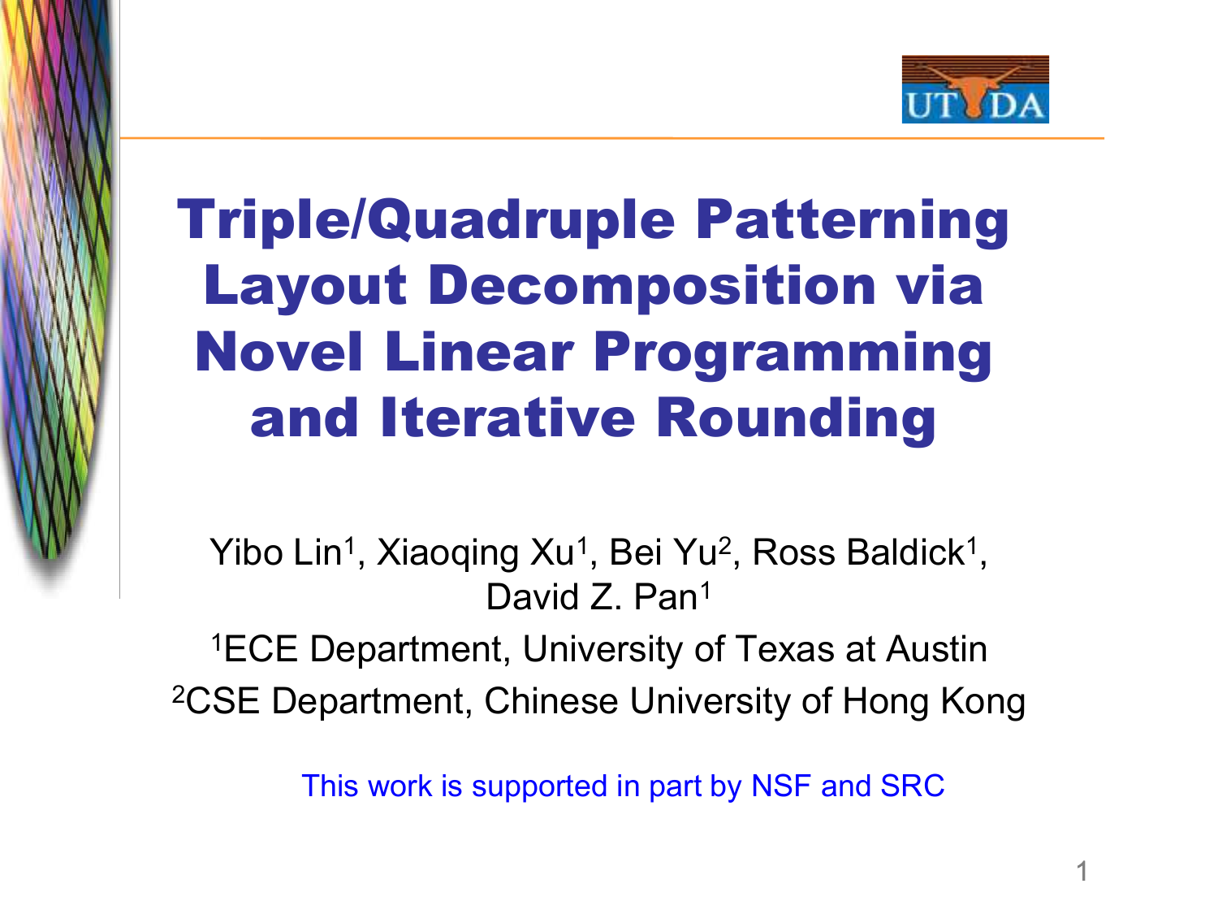# Triple/Quadruple Patterning Layout Decomposition via Novel Linear Programming and Iterative Rounding

Yibo Lin[1], Xiaoqing Xu[1], Bei Yu[2], Ross Baldick[1], David Z. Pan[1]

[1]ECE Department, University of Texas at Austin

[2]CSE Department, Chinese University of Hong Kong

This work is supported in part by NSF and SRC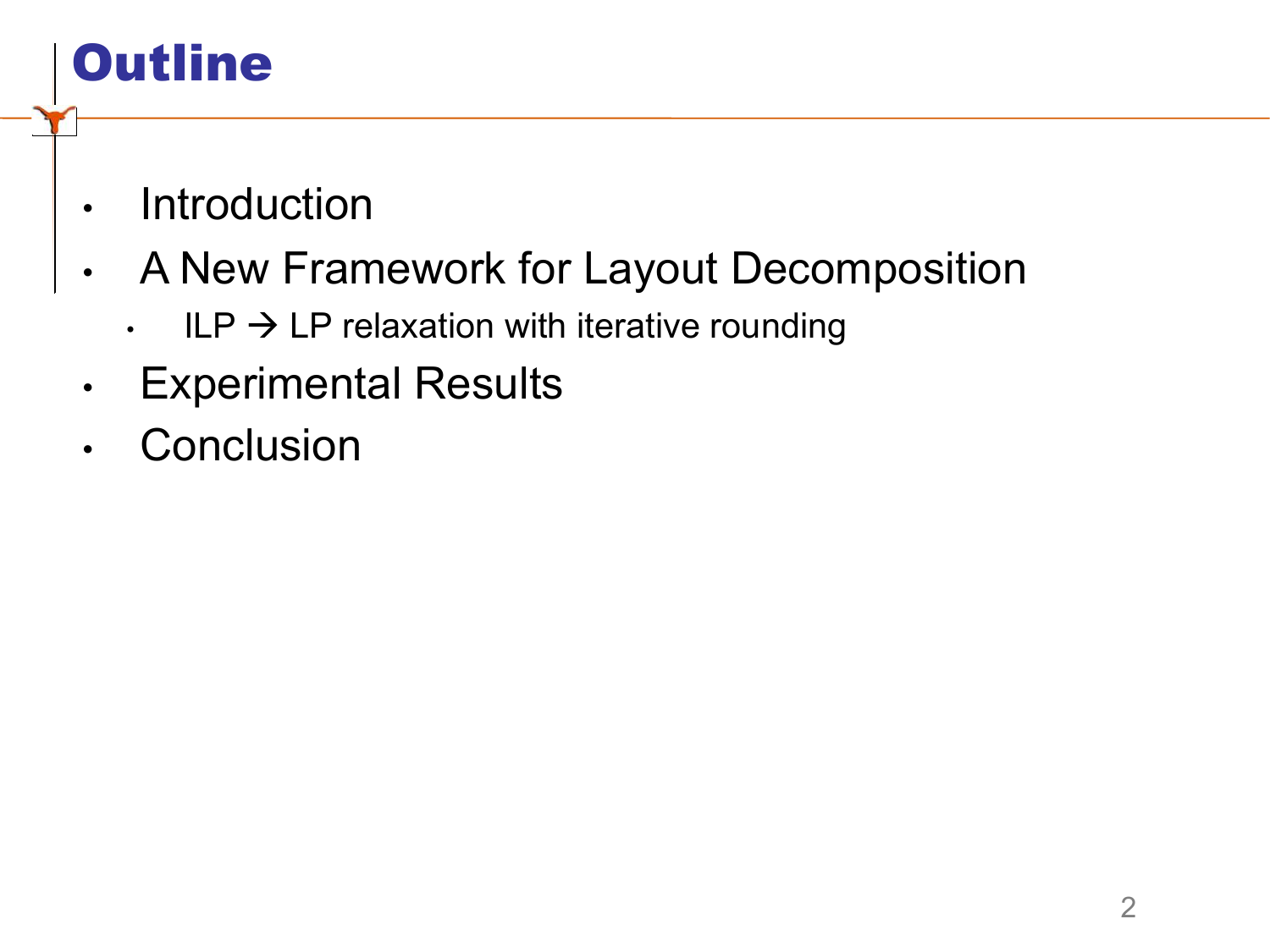# Outline

- Introduction
- A New Framework for Layout Decomposition
  - ILP → LP relaxation with iterative rounding
- Experimental Results
- Conclusion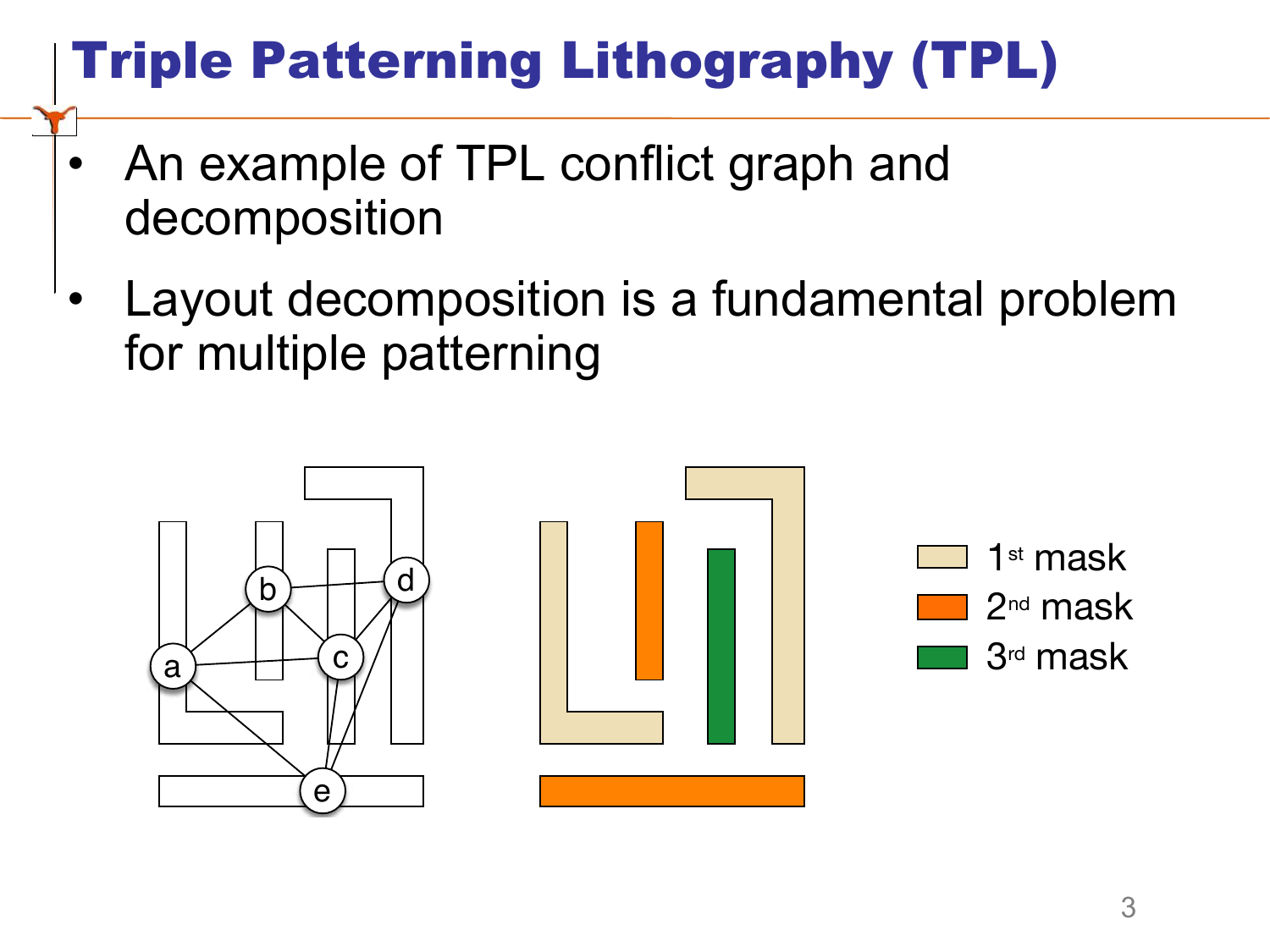# Triple Patterning Lithography (TPL)

- An example of TPL conflict graph and decomposition
- Layout decomposition is a fundamental problem for multiple patterning

1st mask
2nd mask
3rd mask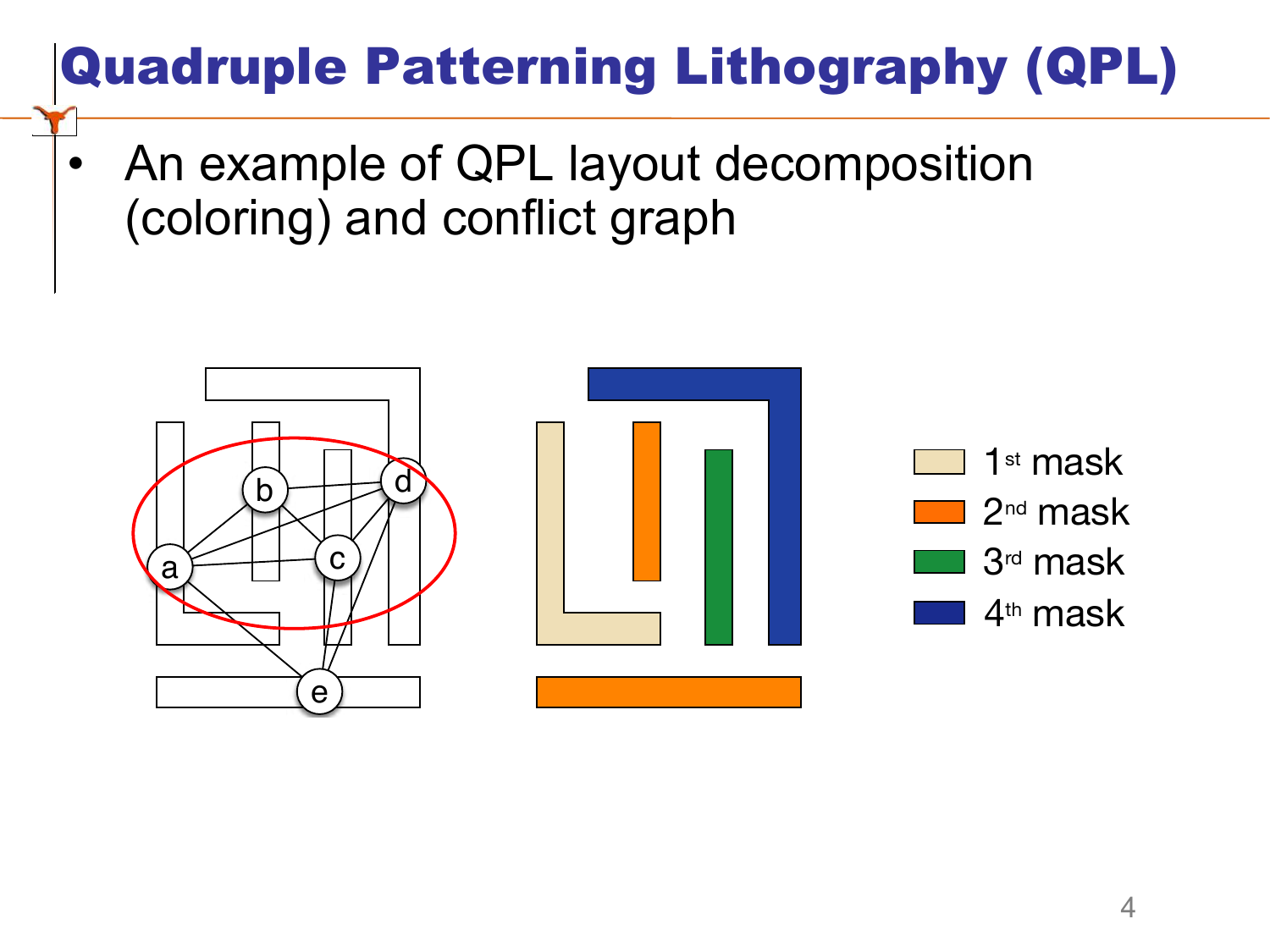# Quadruple Patterning Lithography (QPL)

- An example of QPL layout decomposition (coloring) and conflict graph

1st mask
2nd mask
3rd mask
4th mask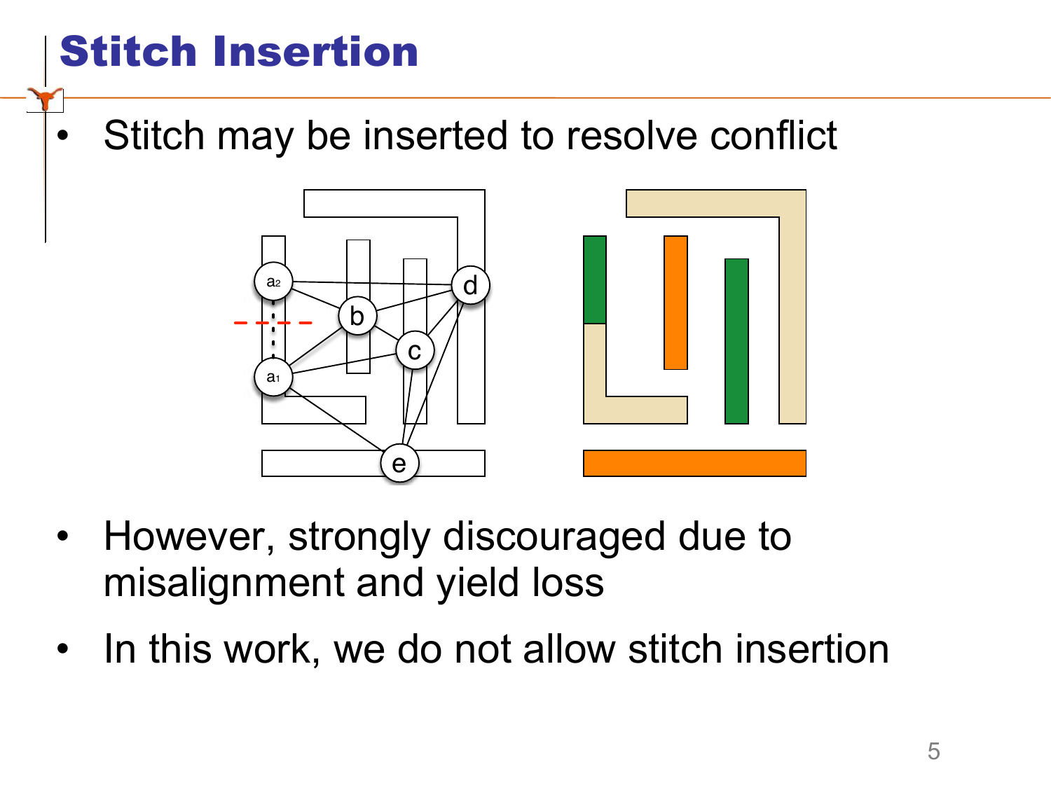# Stitch Insertion

- Stitch may be inserted to resolve conflict
- However, strongly discouraged due to misalignment and yield loss
- In this work, we do not allow stitch insertion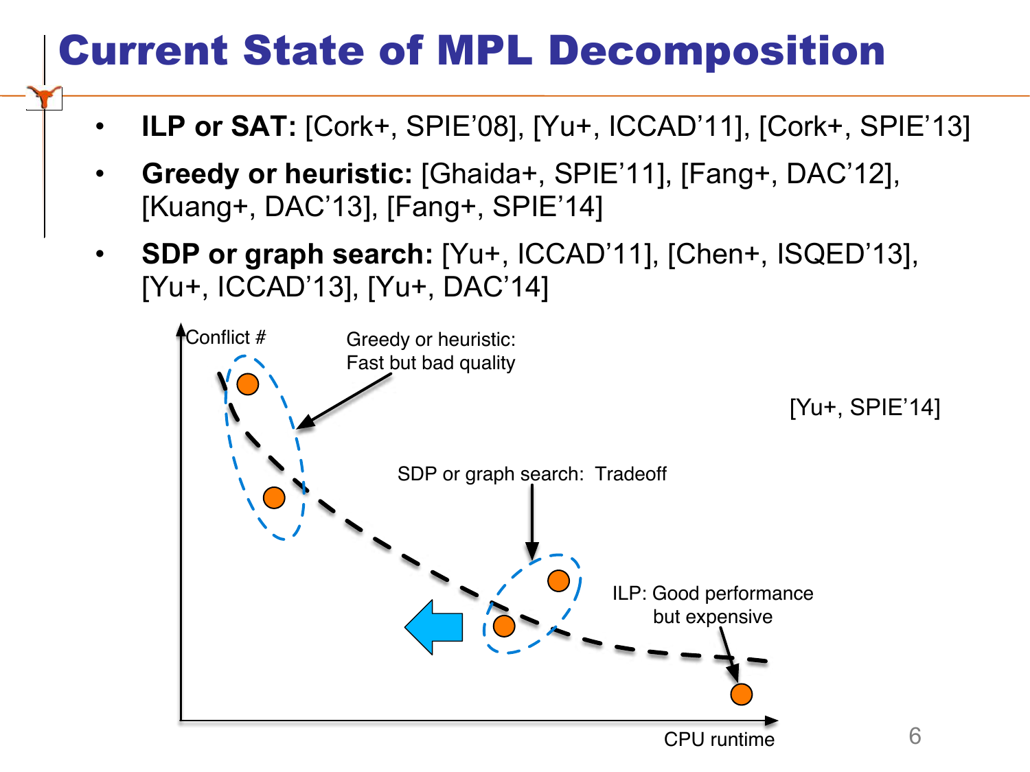# Current State of MPL Decomposition

- **ILP or SAT:** [Cork+, SPIE'08], [Yu+, ICCAD'11], [Cork+, SPIE'13]
- **Greedy or heuristic:** [Ghaida+, SPIE'11], [Fang+, DAC'12], [Kuang+, DAC'13], [Fang+, SPIE'14]
- **SDP or graph search:** [Yu+, ICCAD'11], [Chen+, ISQED'13], [Yu+, ICCAD'13], [Yu+, DAC'14]

Conflict #

Greedy or heuristic: Fast but bad quality

[Yu+, SPIE'14]

SDP or graph search: Tradeoff

ILP: Good performance but expensive

CPU runtime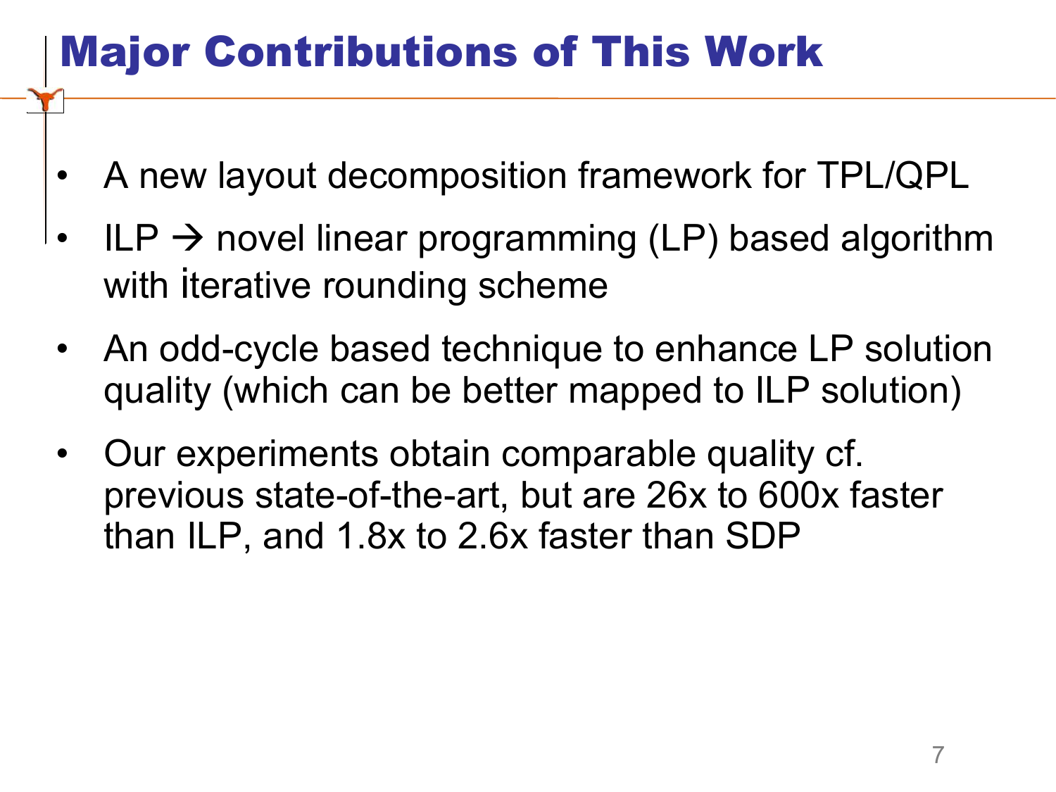# Major Contributions of This Work

- A new layout decomposition framework for TPL/QPL
- ILP → novel linear programming (LP) based algorithm with iterative rounding scheme
- An odd-cycle based technique to enhance LP solution quality (which can be better mapped to ILP solution)
- Our experiments obtain comparable quality cf. previous state-of-the-art, but are 26x to 600x faster than ILP, and 1.8x to 2.6x faster than SDP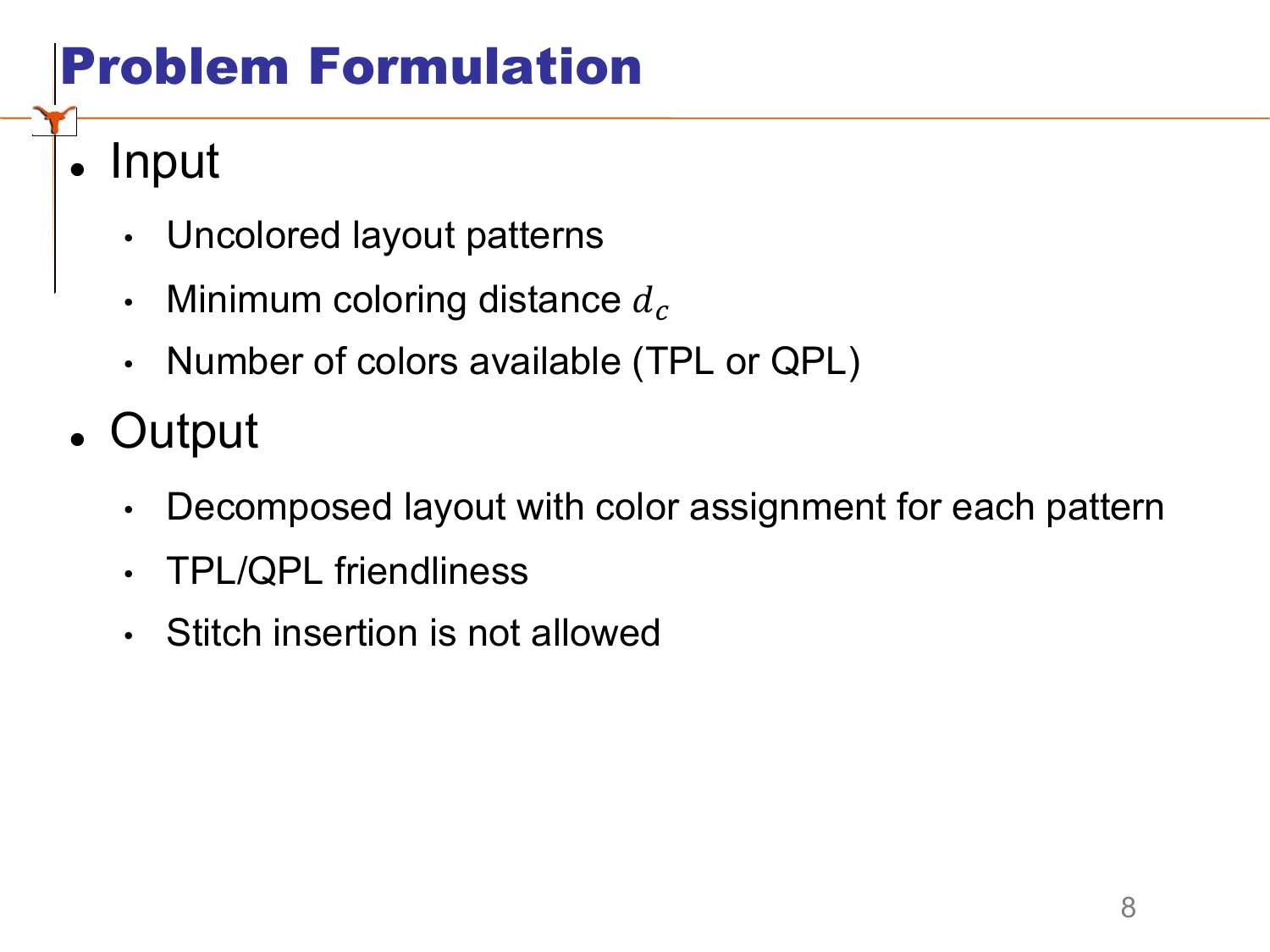# Problem Formulation

- Input
  - Uncolored layout patterns
  - Minimum coloring distance $d_c$
  - Number of colors available (TPL or QPL)
- Output
  - Decomposed layout with color assignment for each pattern
  - TPL/QPL friendliness
  - Stitch insertion is not allowed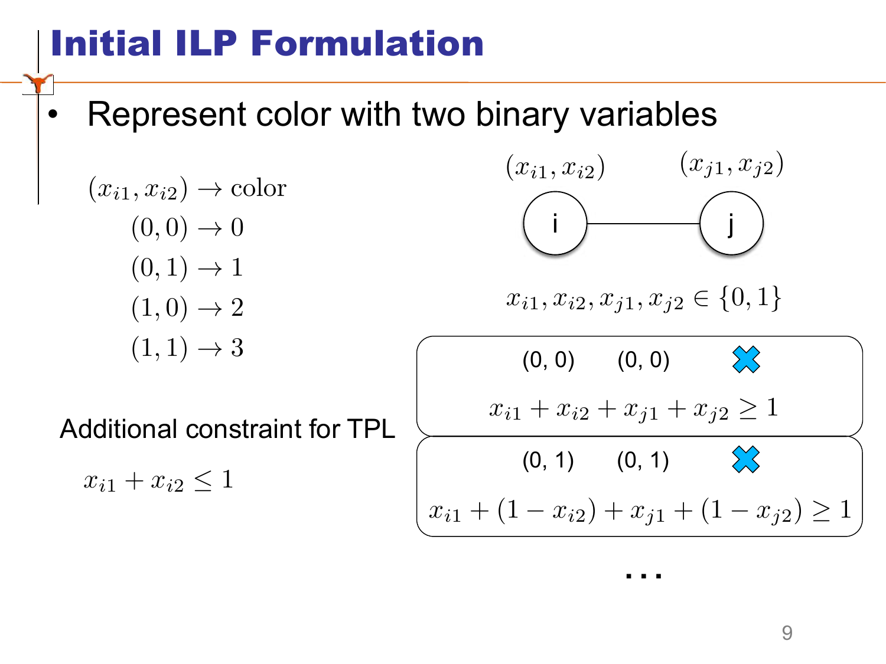# Initial ILP Formulation

- Represent color with two binary variables

$$(x_{i1}, x_{i2}) \rightarrow \text{color}$$

$$(0,0) \rightarrow 0$$

$$(0,1) \rightarrow 1$$

$$(1,0) \rightarrow 2$$

$$(1,1) \rightarrow 3$$

$(x_{i1}, x_{i2})$ i — j $(x_{j1}, x_{j2})$

$$x_{i1}, x_{i2}, x_{j1}, x_{j2} \in \{0,1\}$$

(0, 0) (0, 0) ✖

$$x_{i1} + x_{i2} + x_{j1} + x_{j2} \geq 1$$

(0, 1) (0, 1) ✖

$$x_{i1} + (1 - x_{i2}) + x_{j1} + (1 - x_{j2}) \geq 1$$

…

Additional constraint for TPL

$$x_{i1} + x_{i2} \leq 1$$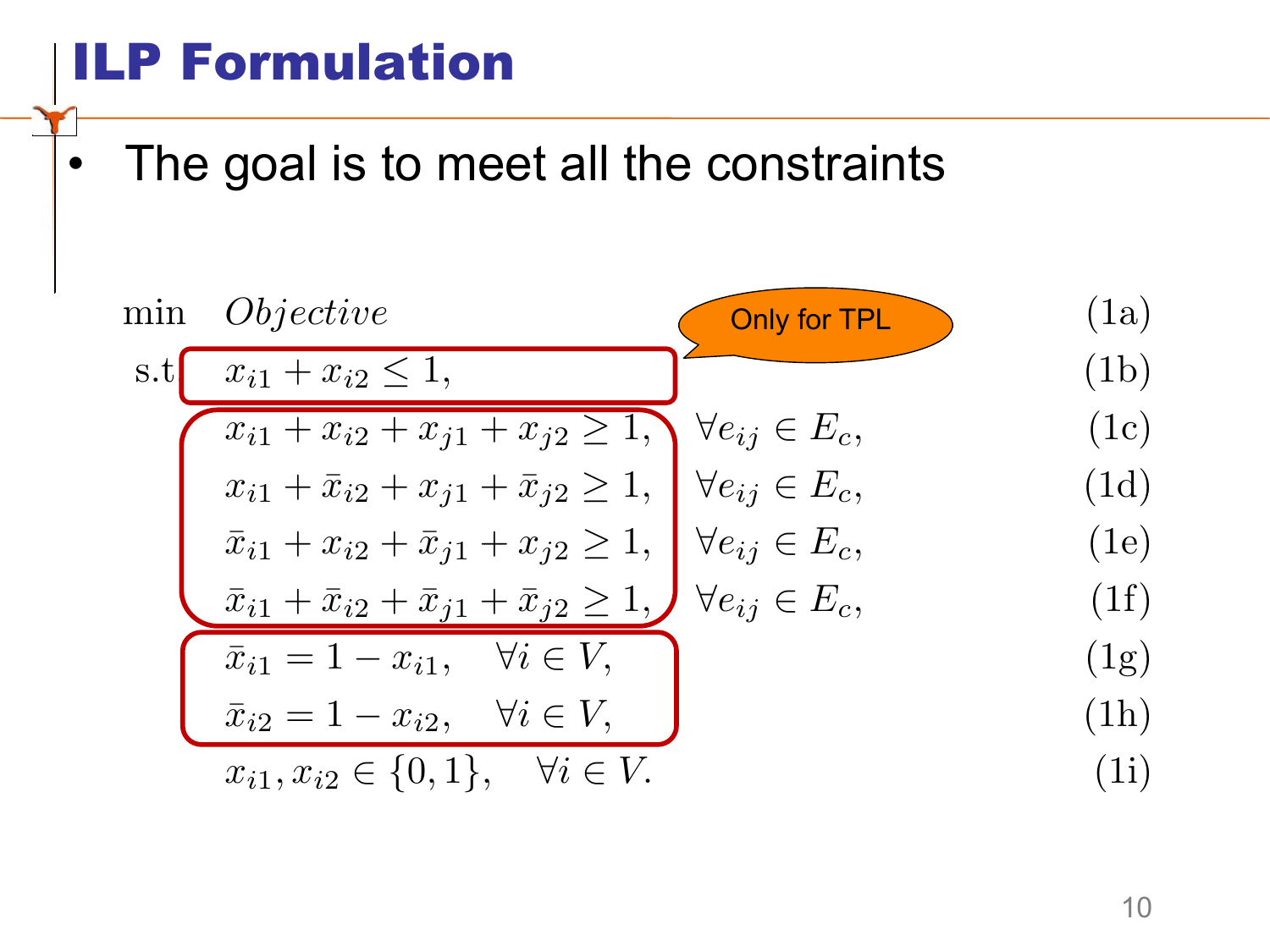# ILP Formulation

- The goal is to meet all the constraints

Only for TPL

$$
\begin{aligned}
\min \quad & Objective && \text{(1a)} \\
\text{s.t} \quad & x_{i1} + x_{i2} \leq 1, && \text{(1b)} \\
& x_{i1} + x_{i2} + x_{j1} + x_{j2} \geq 1, \quad \forall e_{ij} \in E_c, && \text{(1c)} \\
& x_{i1} + \bar{x}_{i2} + x_{j1} + \bar{x}_{j2} \geq 1, \quad \forall e_{ij} \in E_c, && \text{(1d)} \\
& \bar{x}_{i1} + x_{i2} + \bar{x}_{j1} + x_{j2} \geq 1, \quad \forall e_{ij} \in E_c, && \text{(1e)} \\
& \bar{x}_{i1} + \bar{x}_{i2} + \bar{x}_{j1} + \bar{x}_{j2} \geq 1, \quad \forall e_{ij} \in E_c, && \text{(1f)} \\
& \bar{x}_{i1} = 1 - x_{i1}, \quad \forall i \in V, && \text{(1g)} \\
& \bar{x}_{i2} = 1 - x_{i2}, \quad \forall i \in V, && \text{(1h)} \\
& x_{i1}, x_{i2} \in \{0, 1\}, \quad \forall i \in V. && \text{(1i)}
\end{aligned}
$$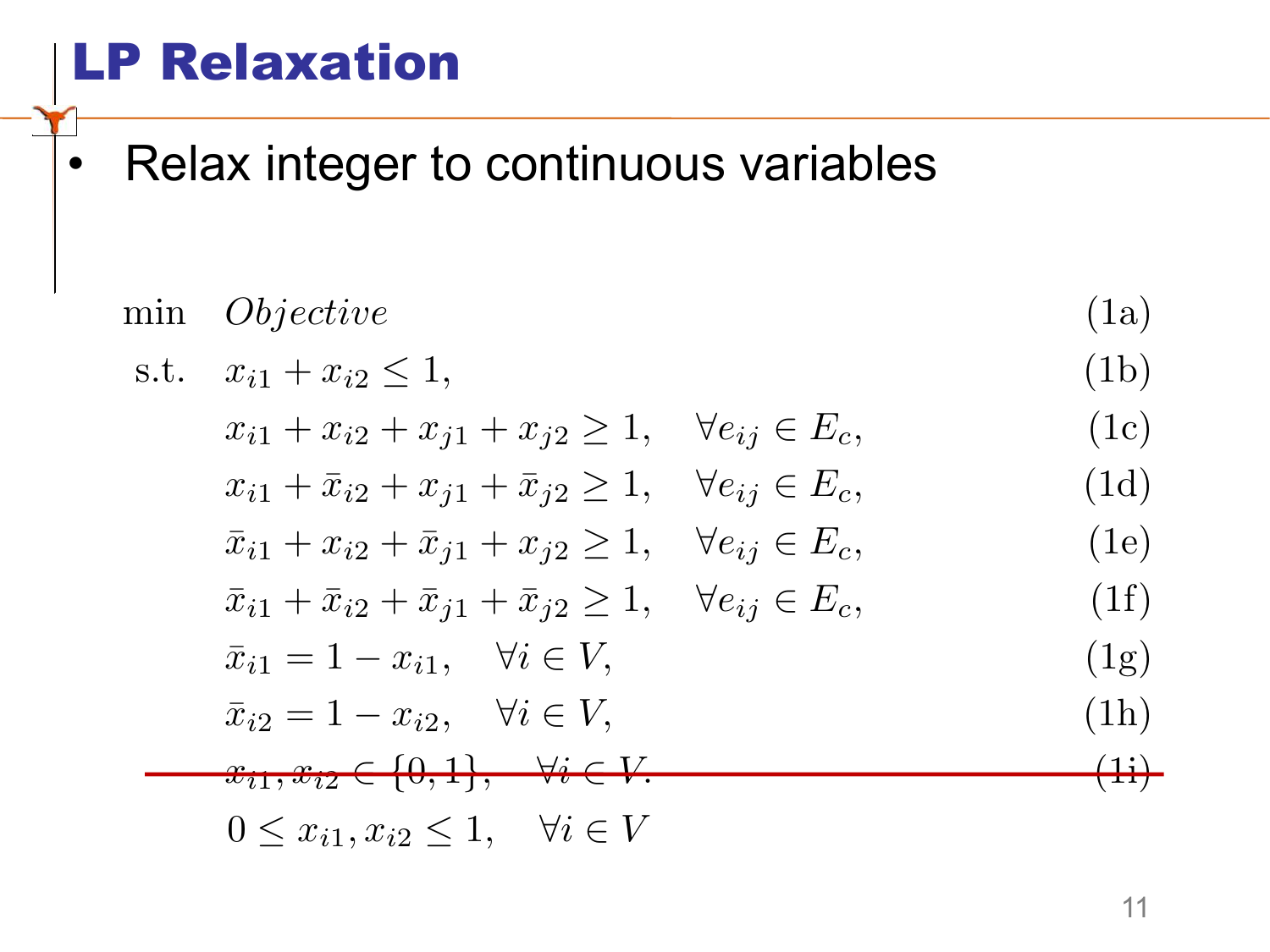# LP Relaxation

- Relax integer to continuous variables

$$
\begin{aligned}
\min \quad & \mathit{Objective} && \text{(1a)} \\
\text{s.t.} \quad & x_{i1} + x_{i2} \leq 1, && \text{(1b)} \\
& x_{i1} + x_{i2} + x_{j1} + x_{j2} \geq 1, \quad \forall e_{ij} \in E_c, && \text{(1c)} \\
& x_{i1} + \bar{x}_{i2} + x_{j1} + \bar{x}_{j2} \geq 1, \quad \forall e_{ij} \in E_c, && \text{(1d)} \\
& \bar{x}_{i1} + x_{i2} + \bar{x}_{j1} + x_{j2} \geq 1, \quad \forall e_{ij} \in E_c, && \text{(1e)} \\
& \bar{x}_{i1} + \bar{x}_{i2} + \bar{x}_{j1} + \bar{x}_{j2} \geq 1, \quad \forall e_{ij} \in E_c, && \text{(1f)} \\
& \bar{x}_{i1} = 1 - x_{i1}, \quad \forall i \in V, && \text{(1g)} \\
& \bar{x}_{i2} = 1 - x_{i2}, \quad \forall i \in V, && \text{(1h)} \\
& \cancel{x_{i1}, x_{i2} \in \{0, 1\}, \quad \forall i \in V.} && \cancel{\text{(1i)}} \\
& 0 \leq x_{i1}, x_{i2} \leq 1, \quad \forall i \in V
\end{aligned}
$$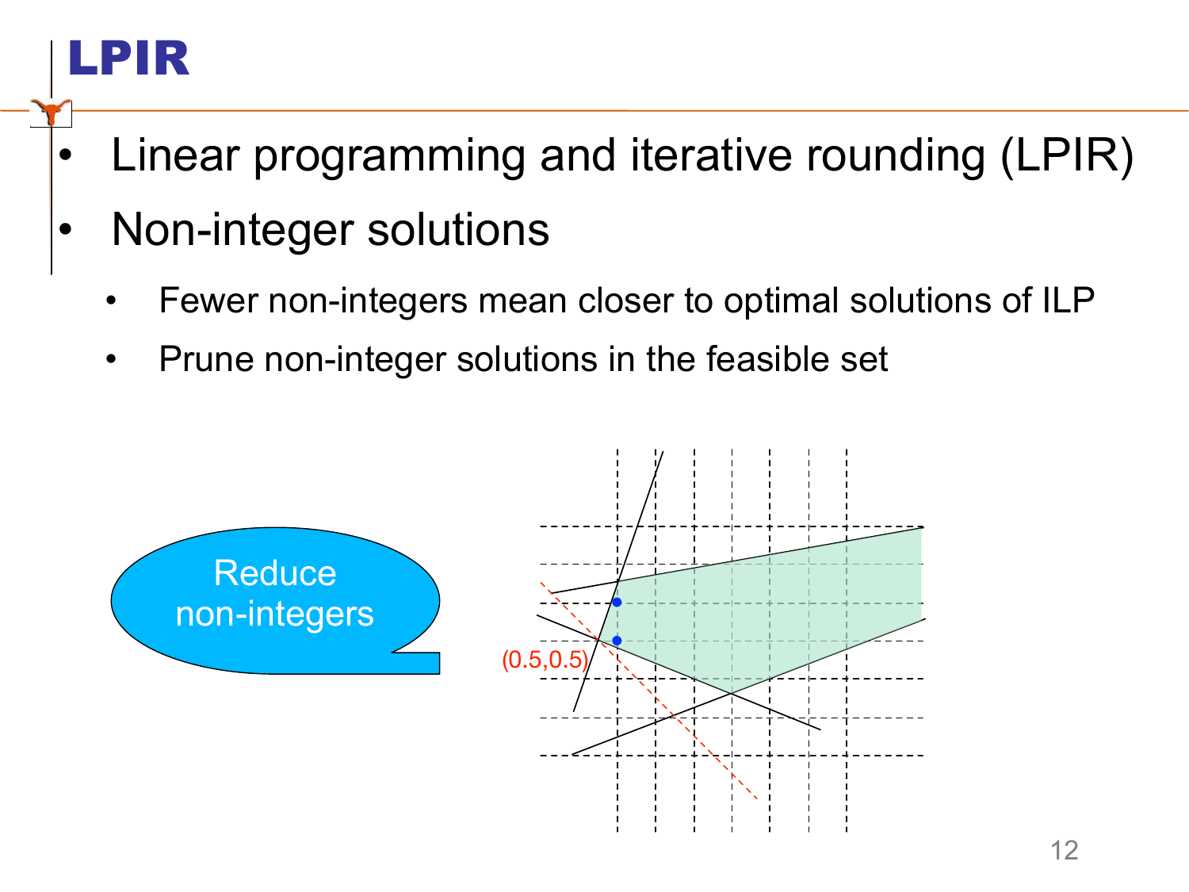# LPIR

- Linear programming and iterative rounding (LPIR)
- Non-integer solutions
  - Fewer non-integers mean closer to optimal solutions of ILP
  - Prune non-integer solutions in the feasible set

Reduce non-integers

(0.5,0.5)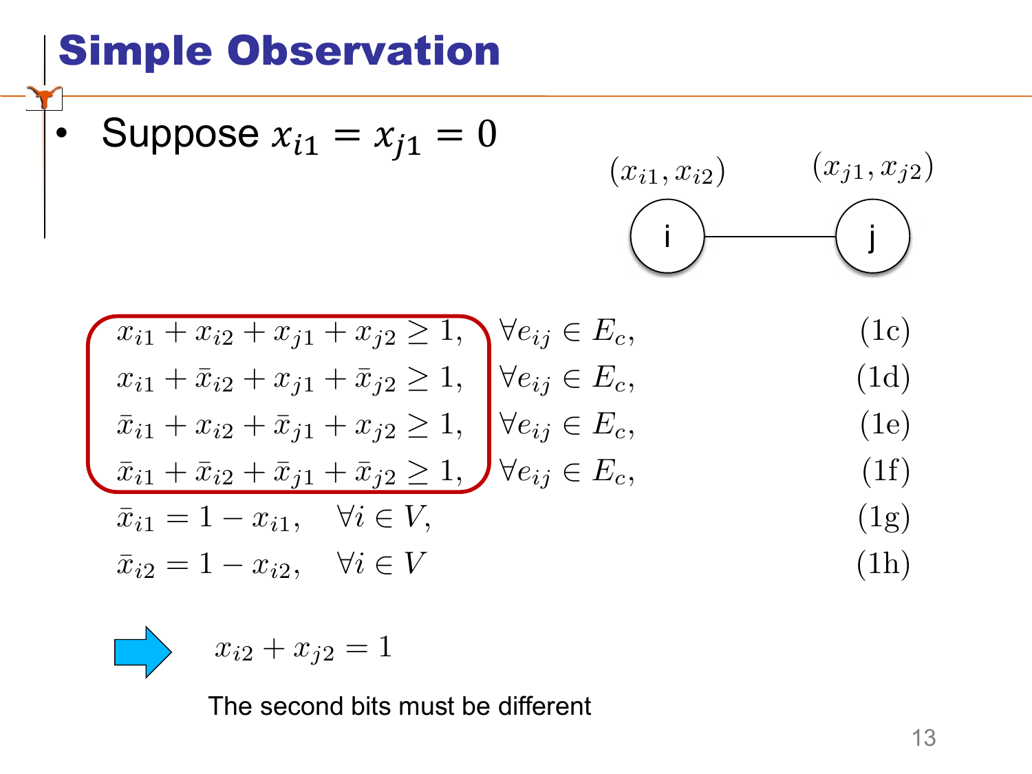# Simple Observation

- Suppose $x_{i1} = x_{j1} = 0$

$(x_{i1}, x_{i2})$ — i — j — $(x_{j1}, x_{j2})$

$$x_{i1} + x_{i2} + x_{j1} + x_{j2} \geq 1, \quad \forall e_{ij} \in E_c, \tag{1c}$$

$$x_{i1} + \bar{x}_{i2} + x_{j1} + \bar{x}_{j2} \geq 1, \quad \forall e_{ij} \in E_c, \tag{1d}$$

$$\bar{x}_{i1} + x_{i2} + \bar{x}_{j1} + x_{j2} \geq 1, \quad \forall e_{ij} \in E_c, \tag{1e}$$

$$\bar{x}_{i1} + \bar{x}_{i2} + \bar{x}_{j1} + \bar{x}_{j2} \geq 1, \quad \forall e_{ij} \in E_c, \tag{1f}$$

$$\bar{x}_{i1} = 1 - x_{i1}, \quad \forall i \in V, \tag{1g}$$

$$\bar{x}_{i2} = 1 - x_{i2}, \quad \forall i \in V \tag{1h}$$

⇒ $x_{i2} + x_{j2} = 1$

The second bits must be different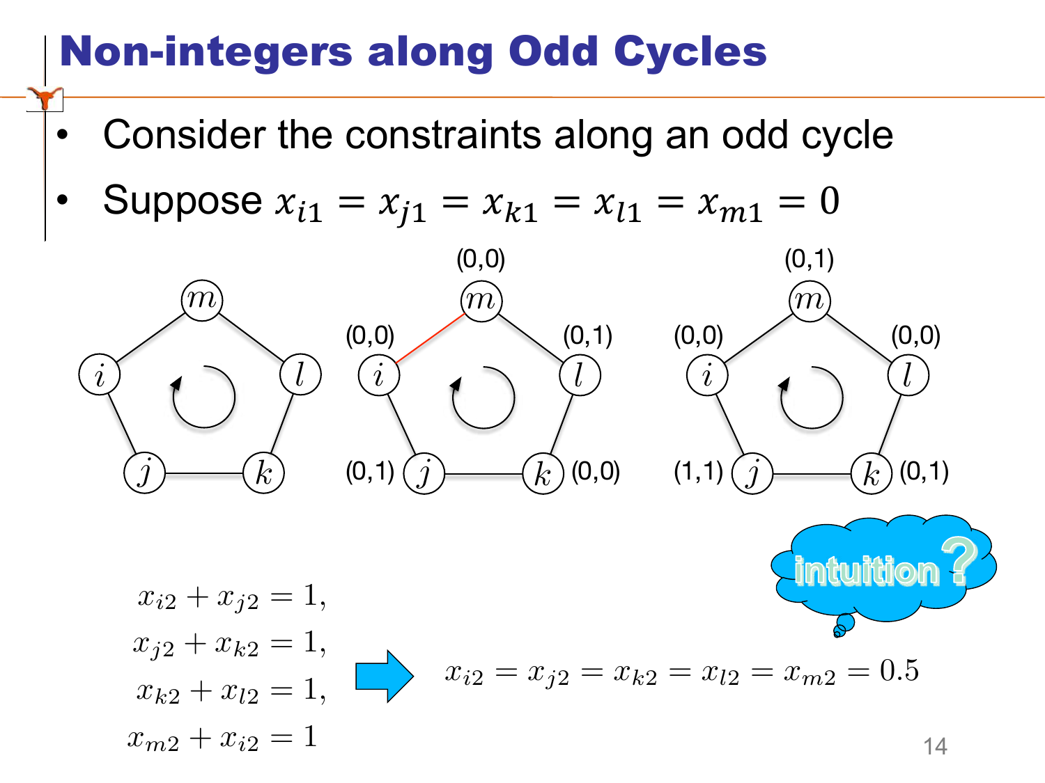# Non-integers along Odd Cycles

- Consider the constraints along an odd cycle
- Suppose $x_{i1} = x_{j1} = x_{k1} = x_{l1} = x_{m1} = 0$

(0,0) $m$, (0,1) $l$, (0,0) $k$, (0,1) $j$, (0,0) $i$

(0,1) $m$, (0,0) $l$, (0,1) $k$, (1,1) $j$, (0,0) $i$

intuition?

$$x_{i2} + x_{j2} = 1,$$
$$x_{j2} + x_{k2} = 1,$$
$$x_{k2} + x_{l2} = 1,$$
$$x_{m2} + x_{i2} = 1$$

$$\Rightarrow \quad x_{i2} = x_{j2} = x_{k2} = x_{l2} = x_{m2} = 0.5$$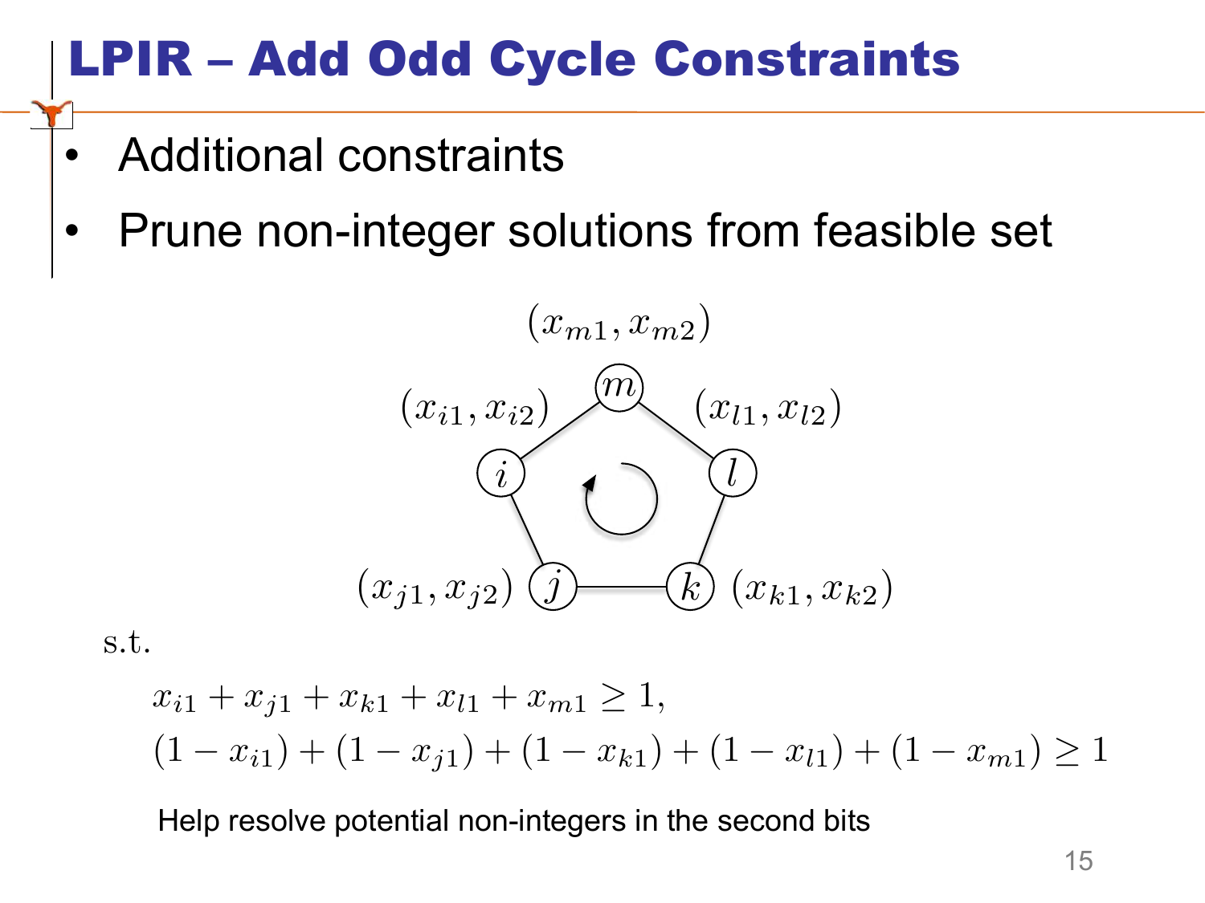# LPIR – Add Odd Cycle Constraints

- Additional constraints
- Prune non-integer solutions from feasible set

$(x_{m1}, x_{m2})$

$(x_{i1}, x_{i2})$ $(x_{l1}, x_{l2})$

$(x_{j1}, x_{j2})$ $(x_{k1}, x_{k2})$

s.t.

$$
\begin{aligned}
&x_{i1} + x_{j1} + x_{k1} + x_{l1} + x_{m1} \geq 1, \\
&(1 - x_{i1}) + (1 - x_{j1}) + (1 - x_{k1}) + (1 - x_{l1}) + (1 - x_{m1}) \geq 1
\end{aligned}
$$

Help resolve potential non-integers in the second bits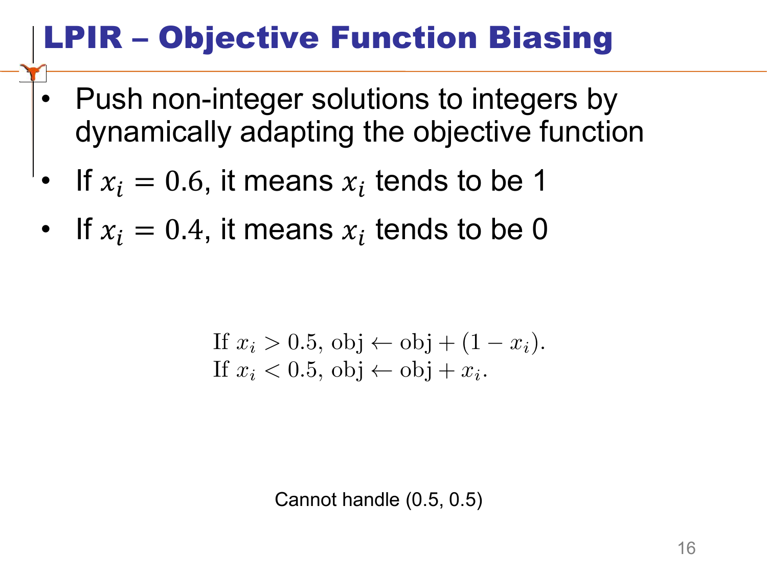# LPIR – Objective Function Biasing

- Push non-integer solutions to integers by dynamically adapting the objective function
- If $x_i = 0.6$, it means $x_i$ tends to be 1
- If $x_i = 0.4$, it means $x_i$ tends to be 0

$$
\begin{aligned}
&\text{If } x_i > 0.5, \text{ obj} \leftarrow \text{obj} + (1 - x_i). \\
&\text{If } x_i < 0.5, \text{ obj} \leftarrow \text{obj} + x_i.
\end{aligned}
$$

Cannot handle (0.5, 0.5)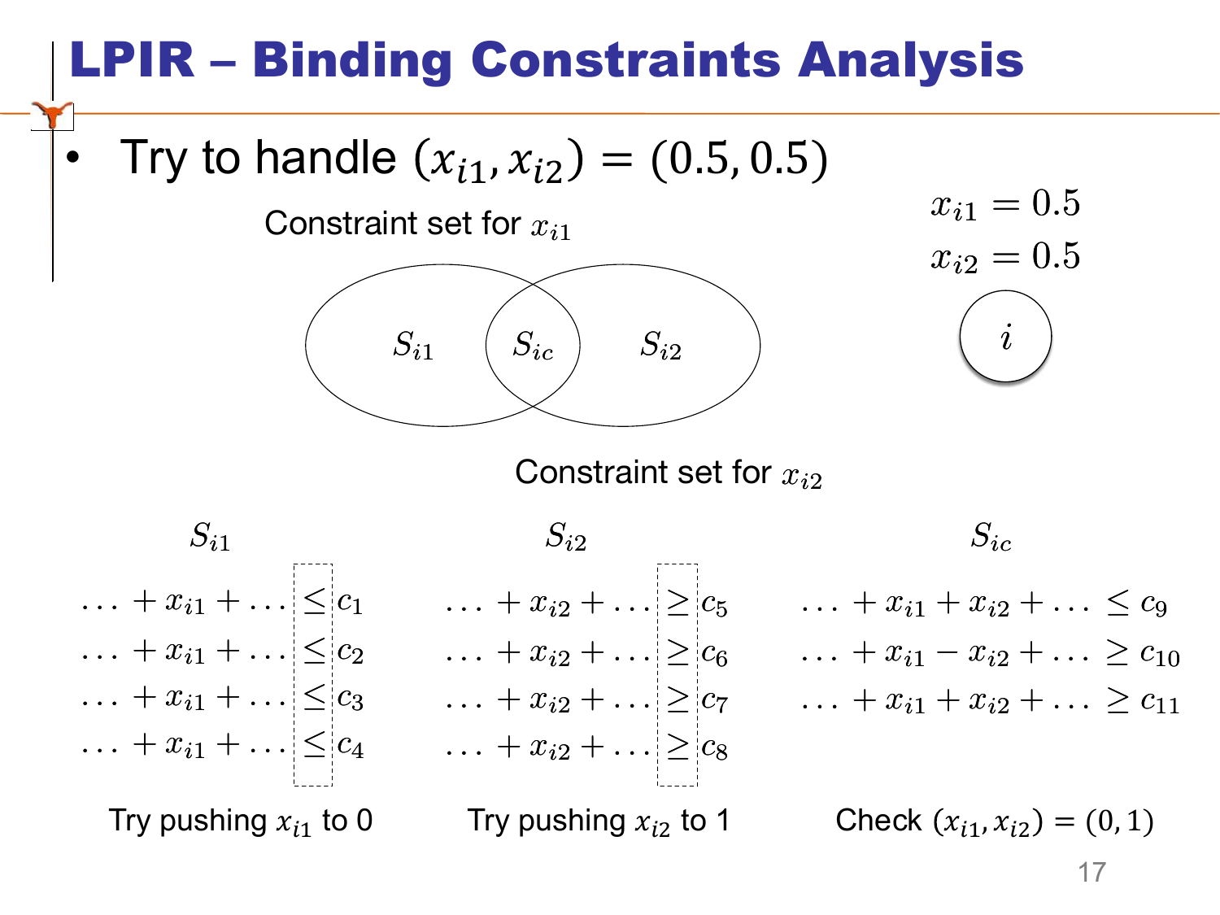# LPIR – Binding Constraints Analysis

- Try to handle $(x_{i1}, x_{i2}) = (0.5, 0.5)$

Constraint set for $x_{i1}$

$S_{i1}$ $S_{ic}$ $S_{i2}$

Constraint set for $x_{i2}$

$x_{i1} = 0.5$

$x_{i2} = 0.5$

$i$

| $S_{i1}$ | $S_{i2}$ | $S_{ic}$ |
|---|---|---|
| $\ldots + x_{i1} + \ldots \leq c_1$ | $\ldots + x_{i2} + \ldots \geq c_5$ | $\ldots + x_{i1} + x_{i2} + \ldots \leq c_9$ |
| $\ldots + x_{i1} + \ldots \leq c_2$ | $\ldots + x_{i2} + \ldots \geq c_6$ | $\ldots + x_{i1} - x_{i2} + \ldots \geq c_{10}$ |
| $\ldots + x_{i1} + \ldots \leq c_3$ | $\ldots + x_{i2} + \ldots \geq c_7$ | $\ldots + x_{i1} + x_{i2} + \ldots \geq c_{11}$ |
| $\ldots + x_{i1} + \ldots \leq c_4$ | $\ldots + x_{i2} + \ldots \geq c_8$ | |
| Try pushing $x_{i1}$ to 0 | Try pushing $x_{i2}$ to 1 | Check $(x_{i1}, x_{i2}) = (0, 1)$ |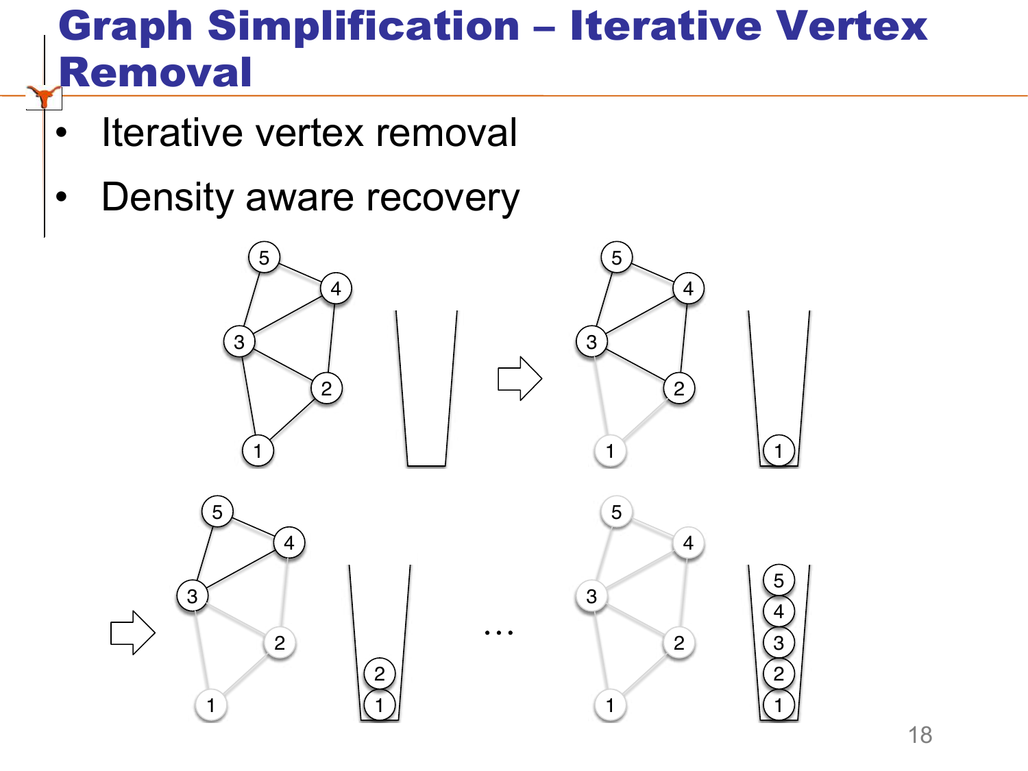# Graph Simplification – Iterative Vertex Removal

- Iterative vertex removal
- Density aware recovery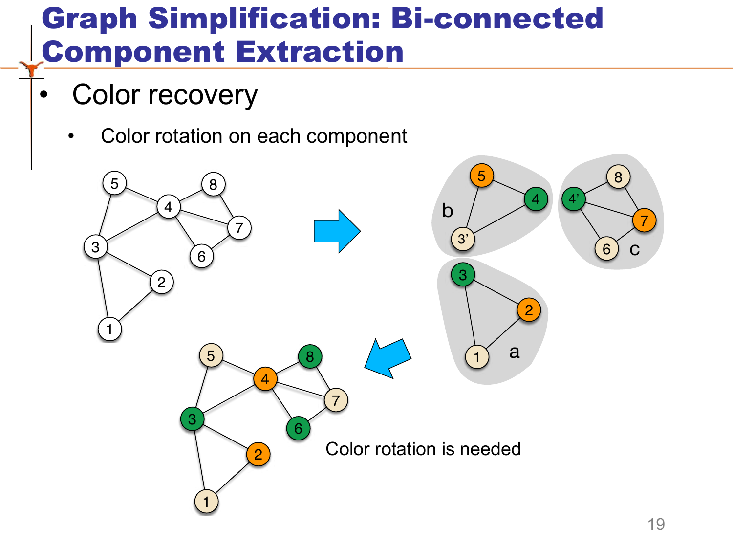# Graph Simplification: Bi-connected Component Extraction

- Color recovery
  - Color rotation on each component

Color rotation is needed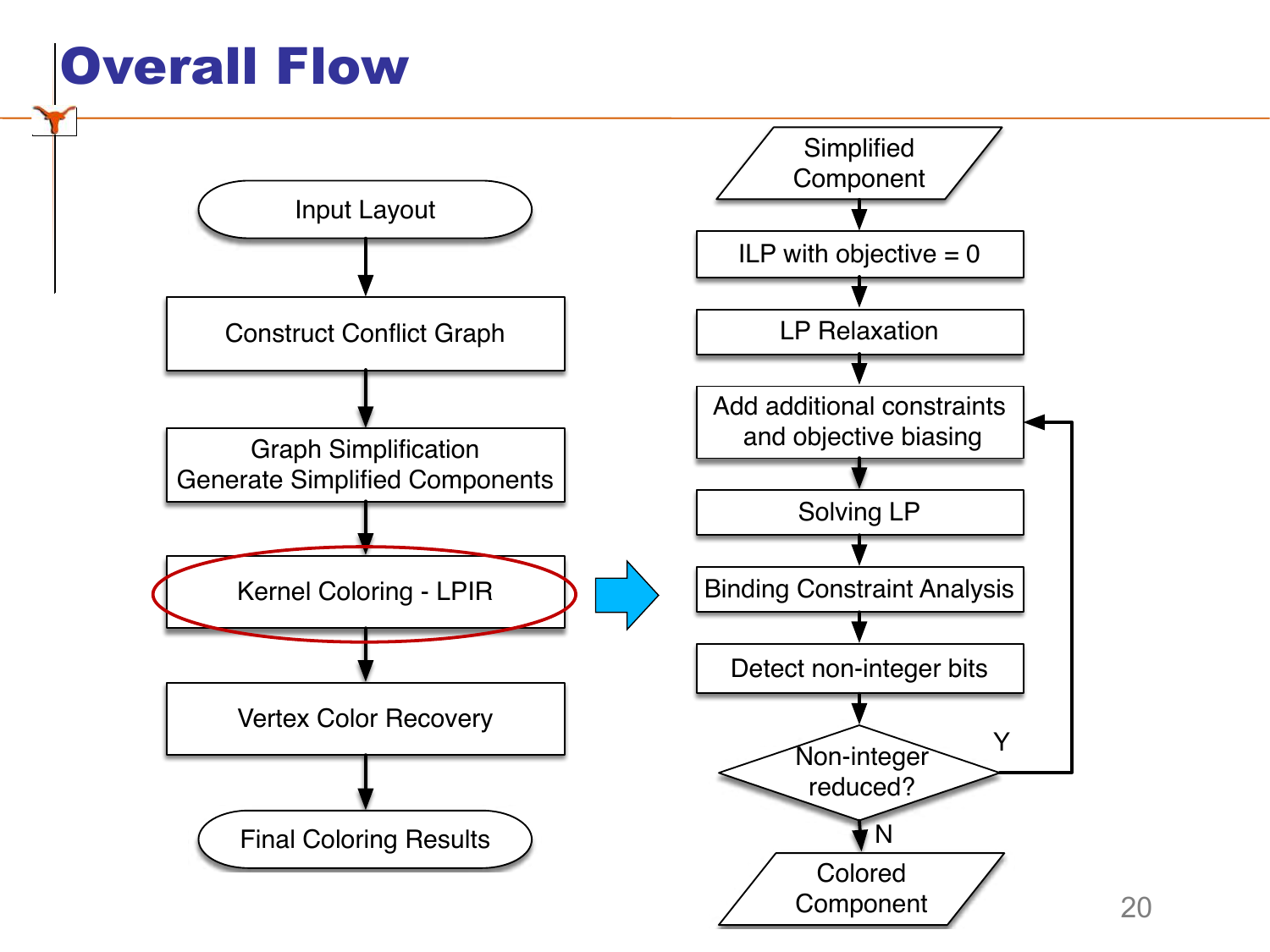# Overall Flow

- Input Layout
- Construct Conflict Graph
- Graph Simplification Generate Simplified Components
- Kernel Coloring - LPIR
- Vertex Color Recovery
- Final Coloring Results

Kernel Coloring - LPIR:

- Simplified Component
- ILP with objective = 0
- LP Relaxation
- Add additional constraints and objective biasing
- Solving LP
- Binding Constraint Analysis
- Detect non-integer bits
- Non-integer reduced? (Y: back to "Add additional constraints and objective biasing"; N: continue)
- Colored Component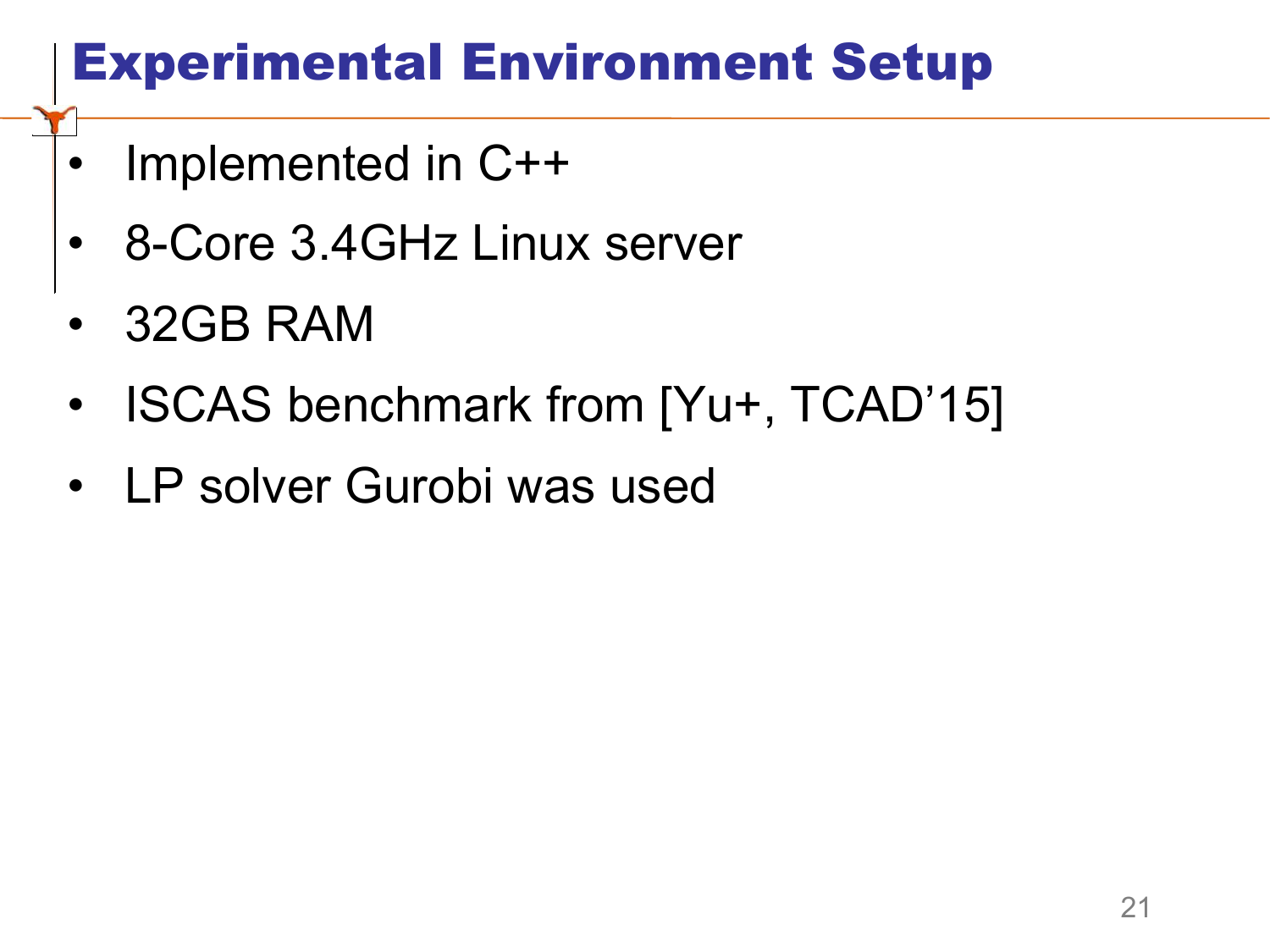# Experimental Environment Setup

- Implemented in C++
- 8-Core 3.4GHz Linux server
- 32GB RAM
- ISCAS benchmark from [Yu+, TCAD’15]
- LP solver Gurobi was used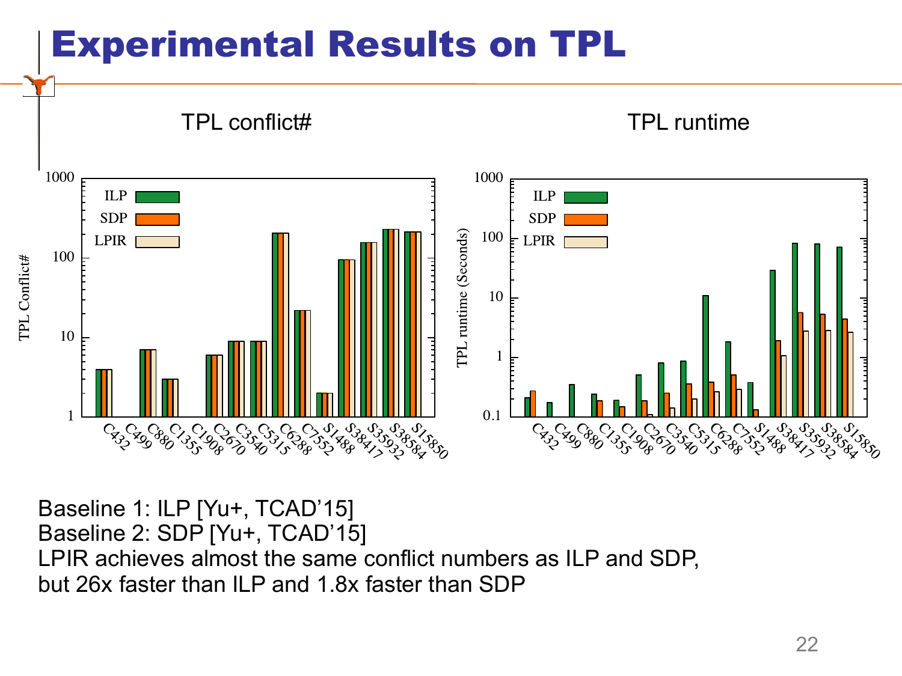# Experimental Results on TPL

TPL conflict#

TPL runtime

Baseline 1: ILP [Yu+, TCAD'15]
Baseline 2: SDP [Yu+, TCAD'15]
LPIR achieves almost the same conflict numbers as ILP and SDP, but 26x faster than ILP and 1.8x faster than SDP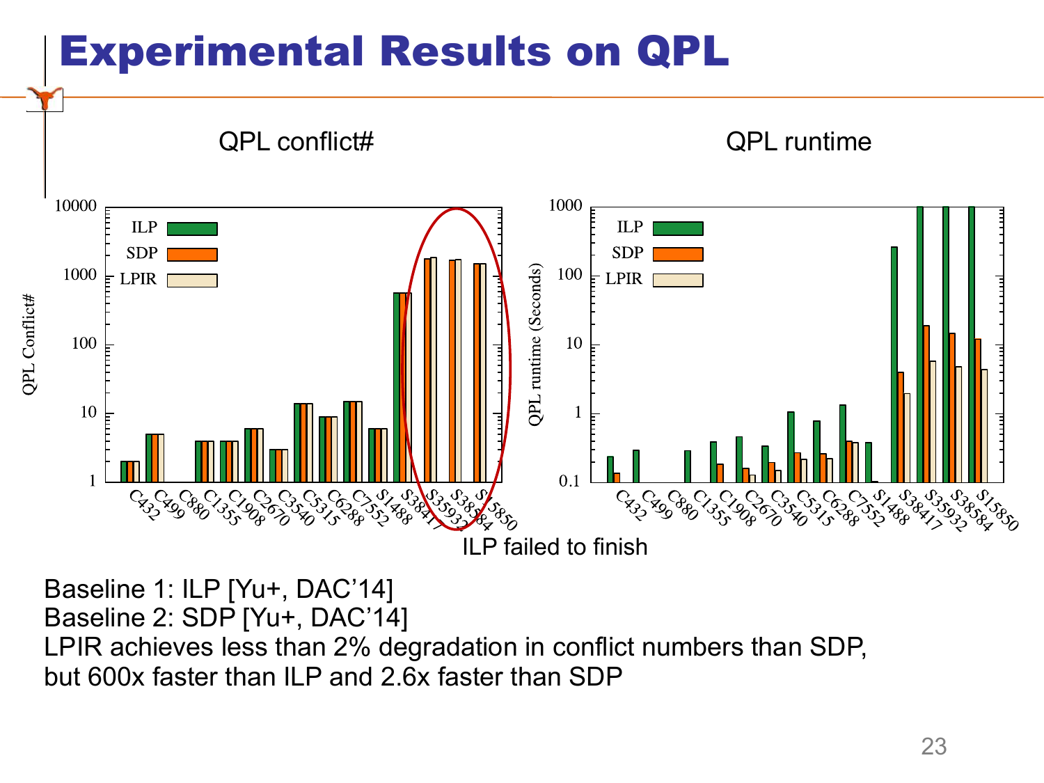# Experimental Results on QPL

QPL conflict#

QPL runtime

ILP failed to finish

Baseline 1: ILP [Yu+, DAC'14]
Baseline 2: SDP [Yu+, DAC'14]
LPIR achieves less than 2% degradation in conflict numbers than SDP, but 600x faster than ILP and 2.6x faster than SDP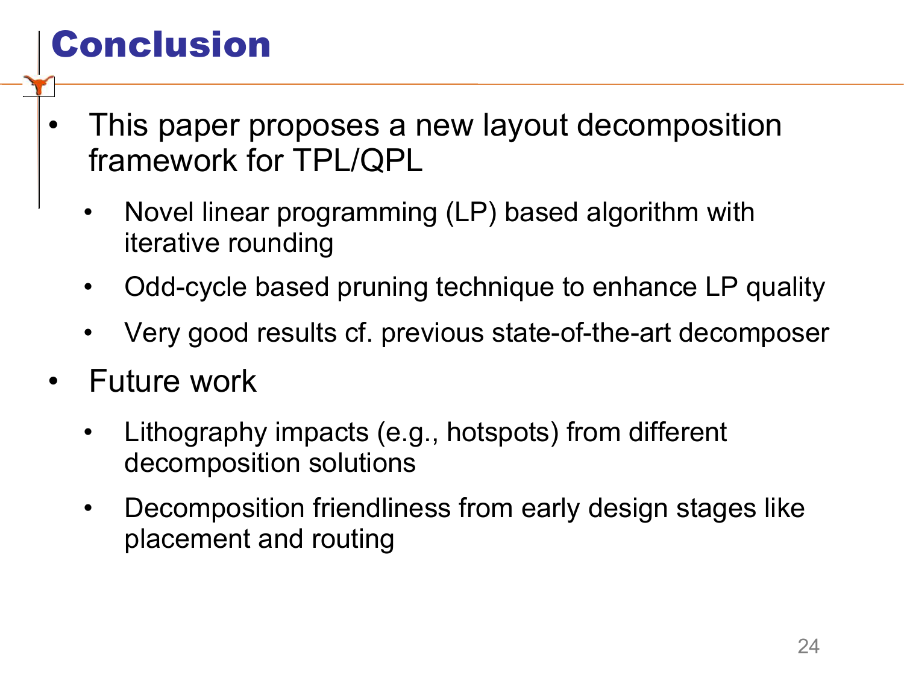# Conclusion

- This paper proposes a new layout decomposition framework for TPL/QPL
  - Novel linear programming (LP) based algorithm with iterative rounding
  - Odd-cycle based pruning technique to enhance LP quality
  - Very good results cf. previous state-of-the-art decomposer
- Future work
  - Lithography impacts (e.g., hotspots) from different decomposition solutions
  - Decomposition friendliness from early design stages like placement and routing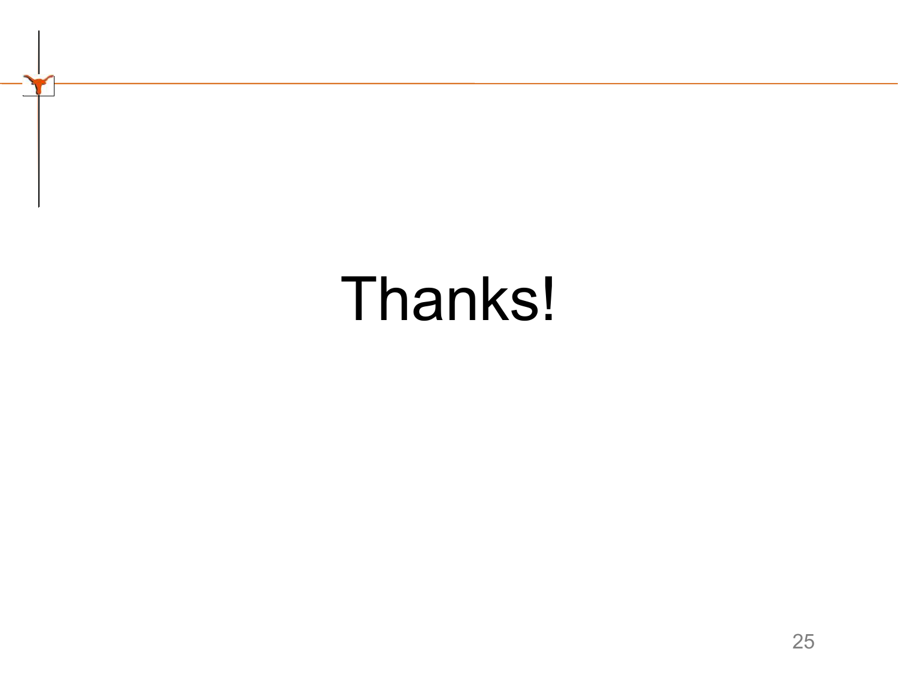Thanks!